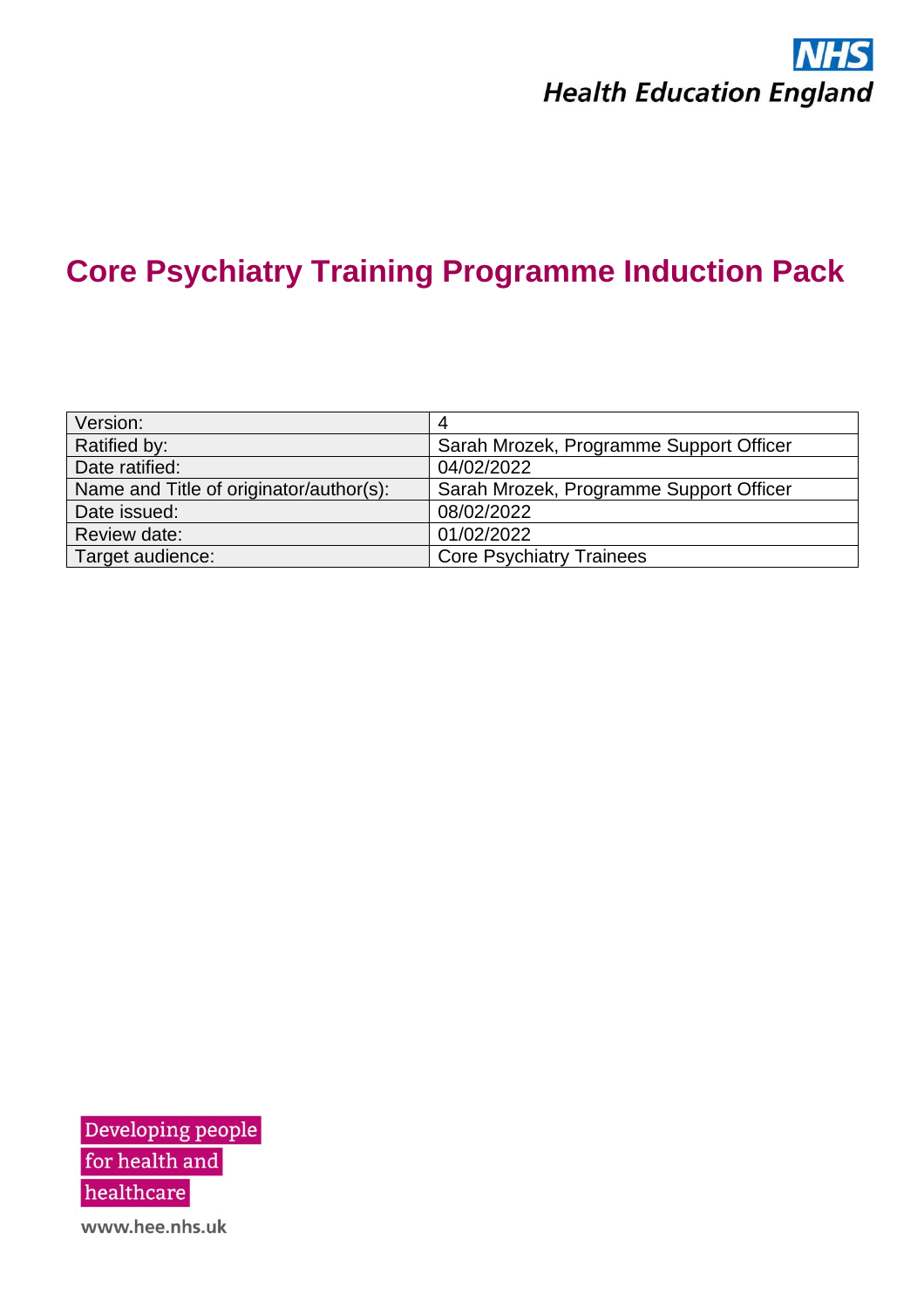NHS
Health Education England

# Core Psychiatry Training Programme Induction Pack

| Version: | 4 |
|---|---|
| Ratified by: | Sarah Mrozek, Programme Support Officer |
| Date ratified: | 04/02/2022 |
| Name and Title of originator/author(s): | Sarah Mrozek, Programme Support Officer |
| Date issued: | 08/02/2022 |
| Review date: | 01/02/2022 |
| Target audience: | Core Psychiatry Trainees |

Developing people for health and healthcare

www.hee.nhs.uk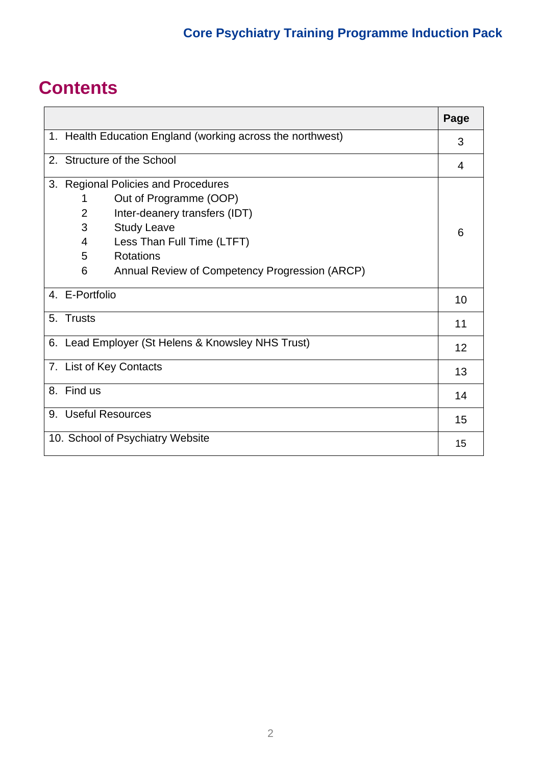# Contents

| | Page |
|---|---|
| 1. Health Education England (working across the northwest) | 3 |
| 2. Structure of the School | 4 |
| 3. Regional Policies and Procedures<br>1 Out of Programme (OOP)<br>2 Inter-deanery transfers (IDT)<br>3 Study Leave<br>4 Less Than Full Time (LTFT)<br>5 Rotations<br>6 Annual Review of Competency Progression (ARCP) | 6 |
| 4. E-Portfolio | 10 |
| 5. Trusts | 11 |
| 6. Lead Employer (St Helens & Knowsley NHS Trust) | 12 |
| 7. List of Key Contacts | 13 |
| 8. Find us | 14 |
| 9. Useful Resources | 15 |
| 10. School of Psychiatry Website | 15 |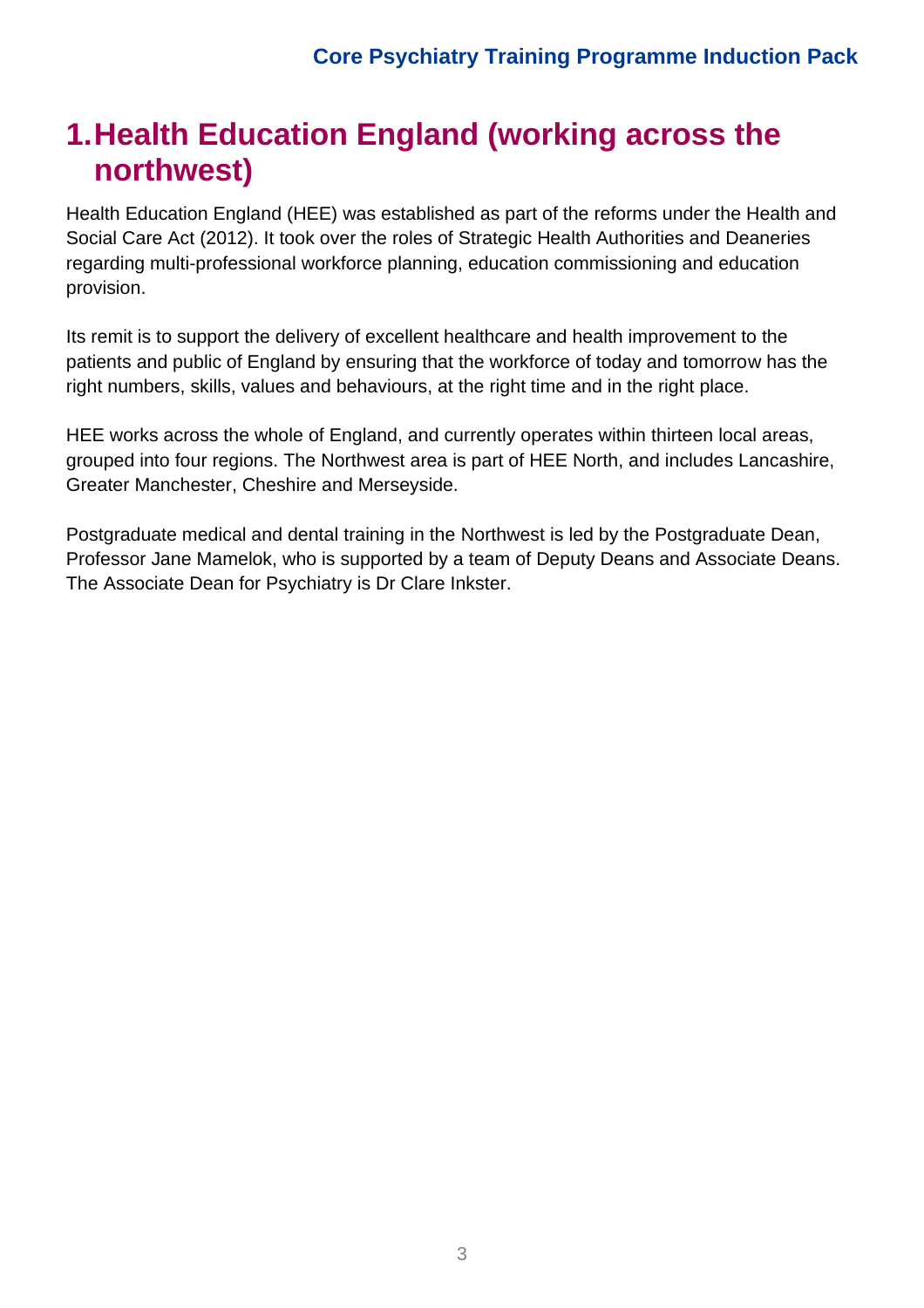# 1. Health Education England (working across the northwest)

Health Education England (HEE) was established as part of the reforms under the Health and Social Care Act (2012). It took over the roles of Strategic Health Authorities and Deaneries regarding multi-professional workforce planning, education commissioning and education provision.

Its remit is to support the delivery of excellent healthcare and health improvement to the patients and public of England by ensuring that the workforce of today and tomorrow has the right numbers, skills, values and behaviours, at the right time and in the right place.

HEE works across the whole of England, and currently operates within thirteen local areas, grouped into four regions. The Northwest area is part of HEE North, and includes Lancashire, Greater Manchester, Cheshire and Merseyside.

Postgraduate medical and dental training in the Northwest is led by the Postgraduate Dean, Professor Jane Mamelok, who is supported by a team of Deputy Deans and Associate Deans. The Associate Dean for Psychiatry is Dr Clare Inkster.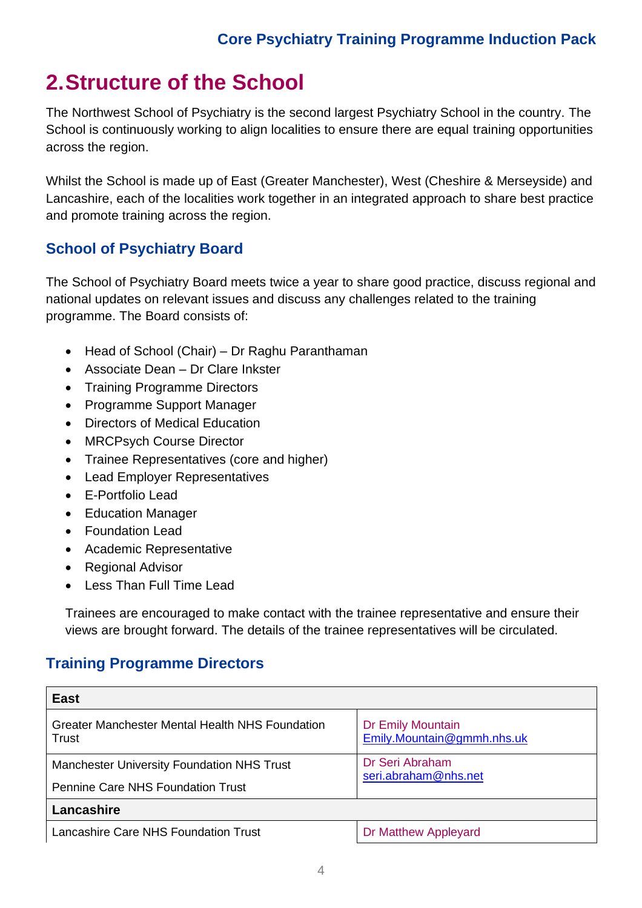# 2. Structure of the School

The Northwest School of Psychiatry is the second largest Psychiatry School in the country. The School is continuously working to align localities to ensure there are equal training opportunities across the region.

Whilst the School is made up of East (Greater Manchester), West (Cheshire & Merseyside) and Lancashire, each of the localities work together in an integrated approach to share best practice and promote training across the region.

## School of Psychiatry Board

The School of Psychiatry Board meets twice a year to share good practice, discuss regional and national updates on relevant issues and discuss any challenges related to the training programme. The Board consists of:

- Head of School (Chair) – Dr Raghu Paranthaman
- Associate Dean – Dr Clare Inkster
- Training Programme Directors
- Programme Support Manager
- Directors of Medical Education
- MRCPsych Course Director
- Trainee Representatives (core and higher)
- Lead Employer Representatives
- E-Portfolio Lead
- Education Manager
- Foundation Lead
- Academic Representative
- Regional Advisor
- Less Than Full Time Lead

Trainees are encouraged to make contact with the trainee representative and ensure their views are brought forward. The details of the trainee representatives will be circulated.

## Training Programme Directors

| **East** | |
|---|---|
| Greater Manchester Mental Health NHS Foundation Trust | Dr Emily Mountain<br>Emily.Mountain@gmmh.nhs.uk |
| Manchester University Foundation NHS Trust<br>Pennine Care NHS Foundation Trust | Dr Seri Abraham<br>seri.abraham@nhs.net |
| **Lancashire** | |
| Lancashire Care NHS Foundation Trust | Dr Matthew Appleyard |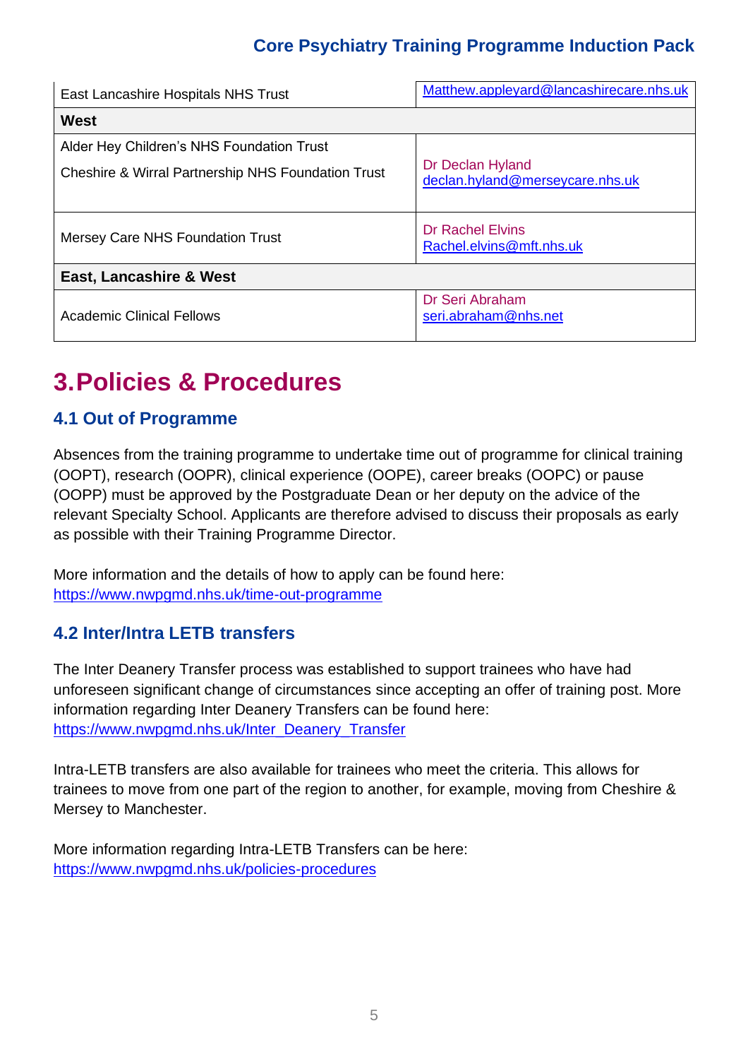| | |
|---|---|
| East Lancashire Hospitals NHS Trust | Matthew.appleyard@lancashirecare.nhs.uk |
| **West** | |
| Alder Hey Children's NHS Foundation Trust<br>Cheshire & Wirral Partnership NHS Foundation Trust | Dr Declan Hyland<br>declan.hyland@merseycare.nhs.uk |
| Mersey Care NHS Foundation Trust | Dr Rachel Elvins<br>Rachel.elvins@mft.nhs.uk |
| **East, Lancashire & West** | |
| Academic Clinical Fellows | Dr Seri Abraham<br>seri.abraham@nhs.net |

# 3. Policies & Procedures

## 4.1 Out of Programme

Absences from the training programme to undertake time out of programme for clinical training (OOPT), research (OOPR), clinical experience (OOPE), career breaks (OOPC) or pause (OOPP) must be approved by the Postgraduate Dean or her deputy on the advice of the relevant Specialty School. Applicants are therefore advised to discuss their proposals as early as possible with their Training Programme Director.

More information and the details of how to apply can be found here:
https://www.nwpgmd.nhs.uk/time-out-programme

## 4.2 Inter/Intra LETB transfers

The Inter Deanery Transfer process was established to support trainees who have had unforeseen significant change of circumstances since accepting an offer of training post. More information regarding Inter Deanery Transfers can be found here:
https://www.nwpgmd.nhs.uk/Inter_Deanery_Transfer

Intra-LETB transfers are also available for trainees who meet the criteria. This allows for trainees to move from one part of the region to another, for example, moving from Cheshire & Mersey to Manchester.

More information regarding Intra-LETB Transfers can be here:
https://www.nwpgmd.nhs.uk/policies-procedures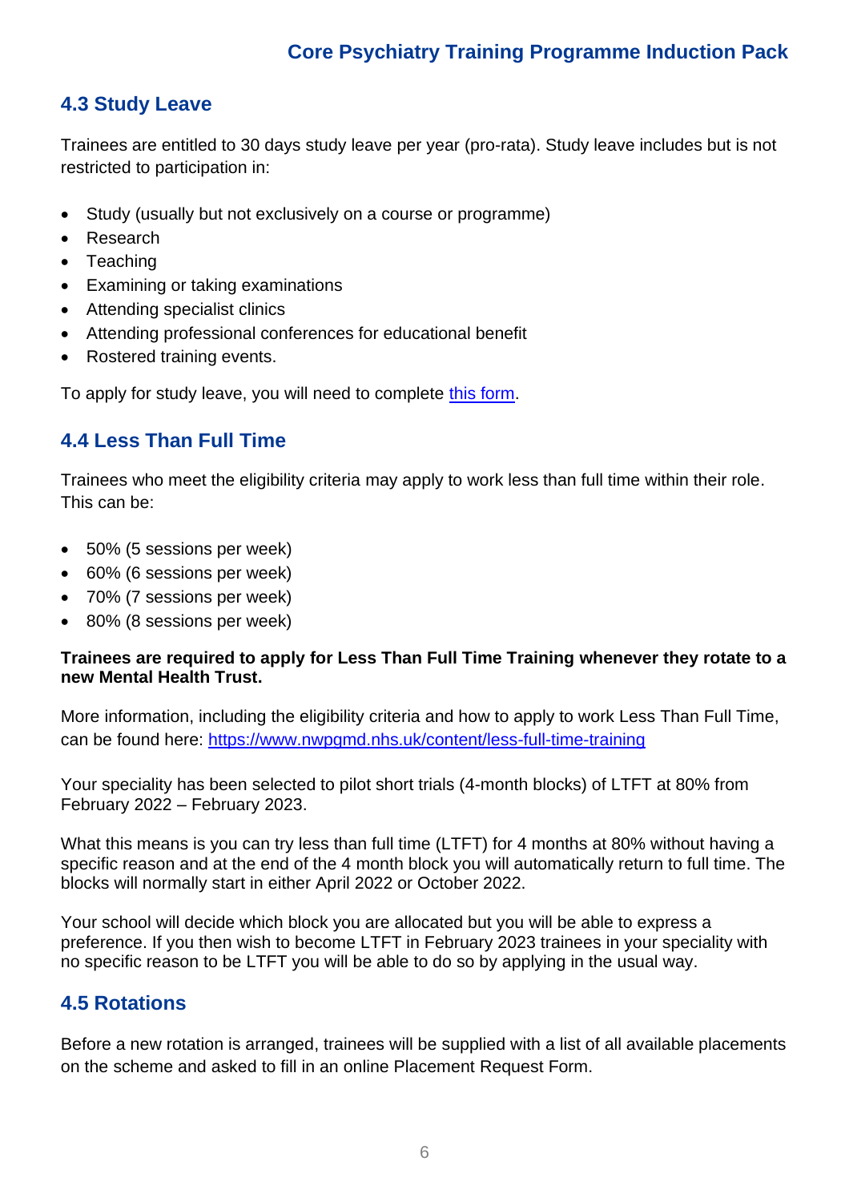## 4.3 Study Leave

Trainees are entitled to 30 days study leave per year (pro-rata). Study leave includes but is not restricted to participation in:

- Study (usually but not exclusively on a course or programme)
- Research
- Teaching
- Examining or taking examinations
- Attending specialist clinics
- Attending professional conferences for educational benefit
- Rostered training events.

To apply for study leave, you will need to complete [this form](#).

## 4.4 Less Than Full Time

Trainees who meet the eligibility criteria may apply to work less than full time within their role. This can be:

- 50% (5 sessions per week)
- 60% (6 sessions per week)
- 70% (7 sessions per week)
- 80% (8 sessions per week)

**Trainees are required to apply for Less Than Full Time Training whenever they rotate to a new Mental Health Trust.**

More information, including the eligibility criteria and how to apply to work Less Than Full Time, can be found here: https://www.nwpgmd.nhs.uk/content/less-full-time-training

Your speciality has been selected to pilot short trials (4-month blocks) of LTFT at 80% from February 2022 – February 2023.

What this means is you can try less than full time (LTFT) for 4 months at 80% without having a specific reason and at the end of the 4 month block you will automatically return to full time. The blocks will normally start in either April 2022 or October 2022.

Your school will decide which block you are allocated but you will be able to express a preference. If you then wish to become LTFT in February 2023 trainees in your speciality with no specific reason to be LTFT you will be able to do so by applying in the usual way.

## 4.5 Rotations

Before a new rotation is arranged, trainees will be supplied with a list of all available placements on the scheme and asked to fill in an online Placement Request Form.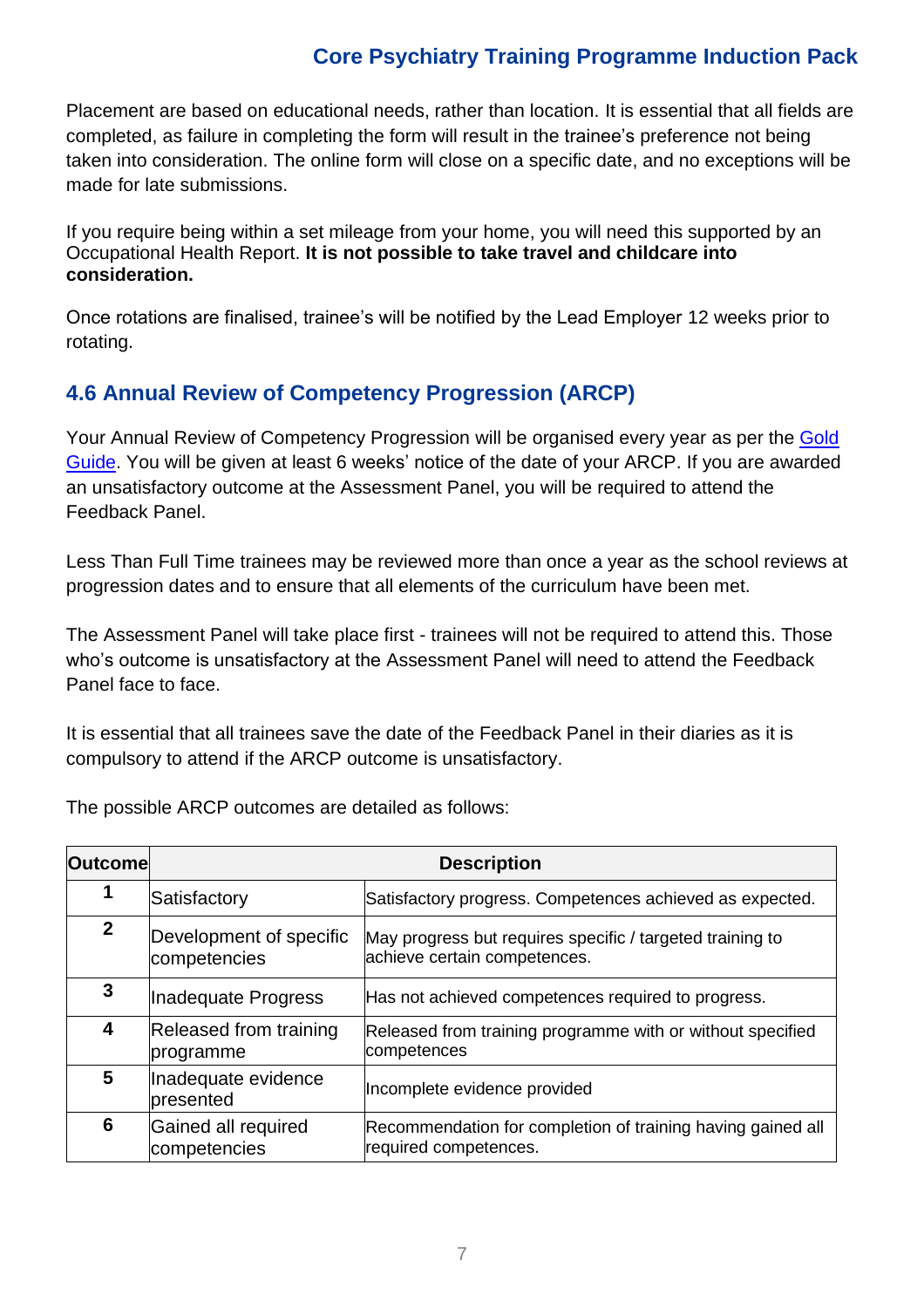Placement are based on educational needs, rather than location. It is essential that all fields are completed, as failure in completing the form will result in the trainee's preference not being taken into consideration. The online form will close on a specific date, and no exceptions will be made for late submissions.

If you require being within a set mileage from your home, you will need this supported by an Occupational Health Report. **It is not possible to take travel and childcare into consideration.**

Once rotations are finalised, trainee's will be notified by the Lead Employer 12 weeks prior to rotating.

## 4.6 Annual Review of Competency Progression (ARCP)

Your Annual Review of Competency Progression will be organised every year as per the Gold Guide. You will be given at least 6 weeks' notice of the date of your ARCP. If you are awarded an unsatisfactory outcome at the Assessment Panel, you will be required to attend the Feedback Panel.

Less Than Full Time trainees may be reviewed more than once a year as the school reviews at progression dates and to ensure that all elements of the curriculum have been met.

The Assessment Panel will take place first - trainees will not be required to attend this. Those who's outcome is unsatisfactory at the Assessment Panel will need to attend the Feedback Panel face to face.

It is essential that all trainees save the date of the Feedback Panel in their diaries as it is compulsory to attend if the ARCP outcome is unsatisfactory.

The possible ARCP outcomes are detailed as follows:

| Outcome | Description | |
|---|---|---|
| **1** | Satisfactory | Satisfactory progress. Competences achieved as expected. |
| **2** | Development of specific competencies | May progress but requires specific / targeted training to achieve certain competences. |
| **3** | Inadequate Progress | Has not achieved competences required to progress. |
| **4** | Released from training programme | Released from training programme with or without specified competences |
| **5** | Inadequate evidence presented | Incomplete evidence provided |
| **6** | Gained all required competencies | Recommendation for completion of training having gained all required competences. |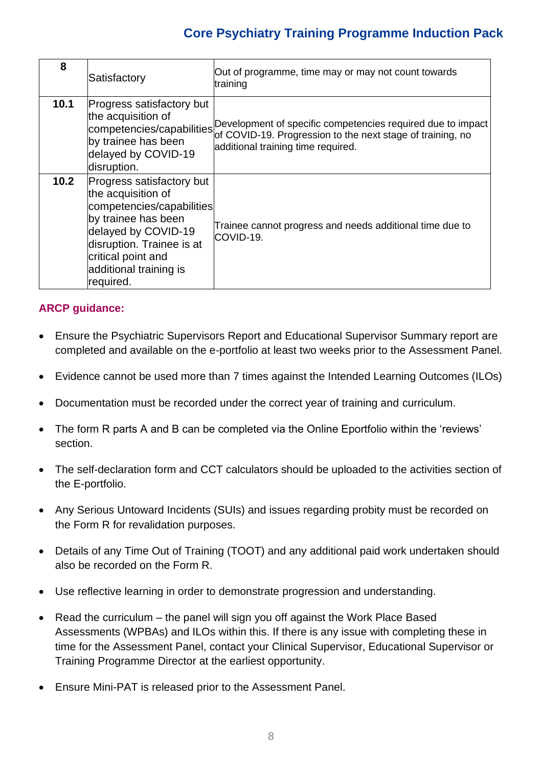| 8 | Satisfactory | Out of programme, time may or may not count towards training |
|---|---|---|
| 10.1 | Progress satisfactory but the acquisition of competencies/capabilities by trainee has been delayed by COVID-19 disruption. | Development of specific competencies required due to impact of COVID-19. Progression to the next stage of training, no additional training time required. |
| 10.2 | Progress satisfactory but the acquisition of competencies/capabilities by trainee has been delayed by COVID-19 disruption. Trainee is at critical point and additional training is required. | Trainee cannot progress and needs additional time due to COVID-19. |

**ARCP guidance:**

- Ensure the Psychiatric Supervisors Report and Educational Supervisor Summary report are completed and available on the e-portfolio at least two weeks prior to the Assessment Panel.
- Evidence cannot be used more than 7 times against the Intended Learning Outcomes (ILOs)
- Documentation must be recorded under the correct year of training and curriculum.
- The form R parts A and B can be completed via the Online Eportfolio within the 'reviews' section.
- The self-declaration form and CCT calculators should be uploaded to the activities section of the E-portfolio.
- Any Serious Untoward Incidents (SUIs) and issues regarding probity must be recorded on the Form R for revalidation purposes.
- Details of any Time Out of Training (TOOT) and any additional paid work undertaken should also be recorded on the Form R.
- Use reflective learning in order to demonstrate progression and understanding.
- Read the curriculum – the panel will sign you off against the Work Place Based Assessments (WPBAs) and ILOs within this. If there is any issue with completing these in time for the Assessment Panel, contact your Clinical Supervisor, Educational Supervisor or Training Programme Director at the earliest opportunity.
- Ensure Mini-PAT is released prior to the Assessment Panel.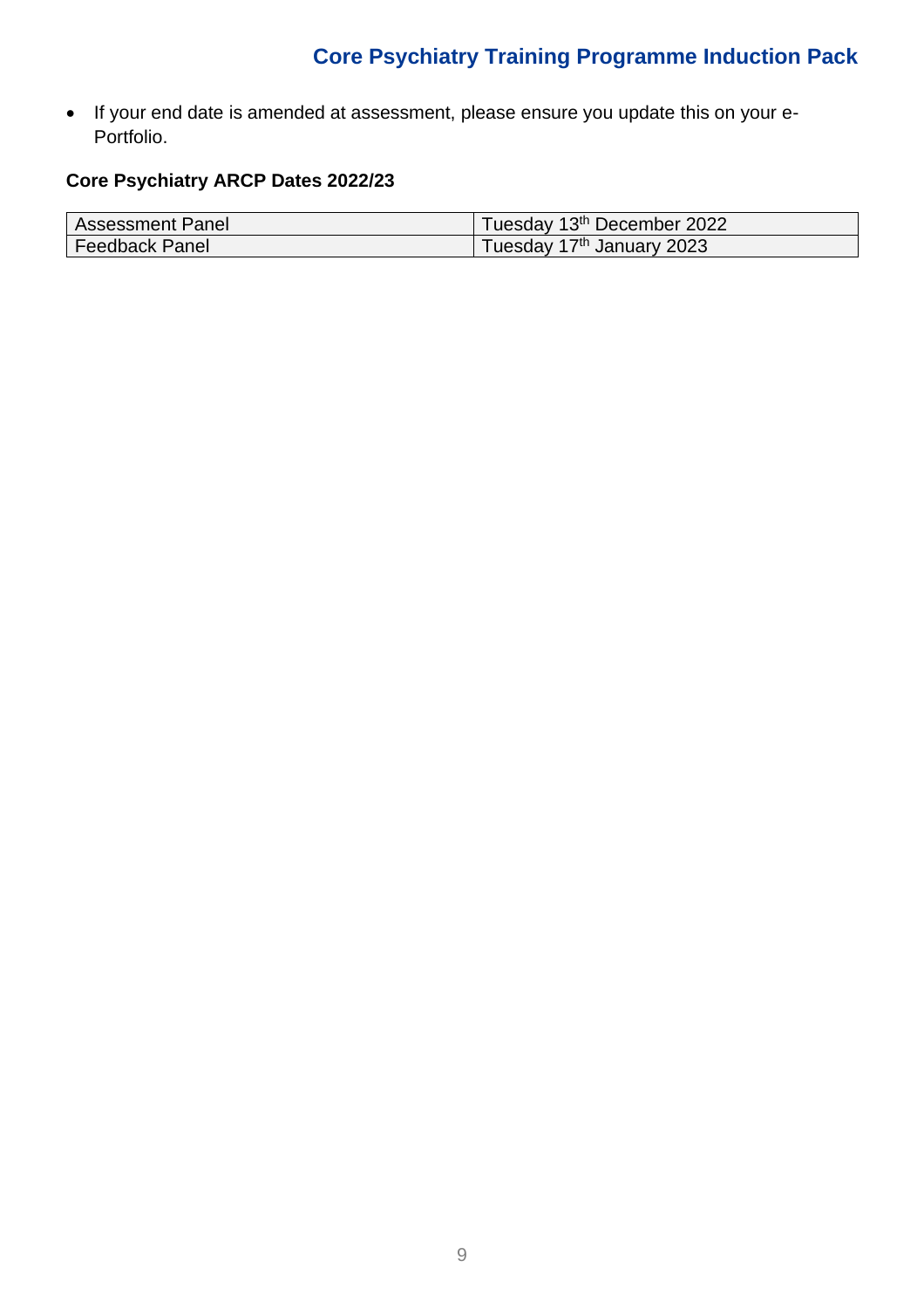- If your end date is amended at assessment, please ensure you update this on your e-Portfolio.

**Core Psychiatry ARCP Dates 2022/23**

| | |
|---|---|
| Assessment Panel | Tuesday 13th December 2022 |
| Feedback Panel | Tuesday 17th January 2023 |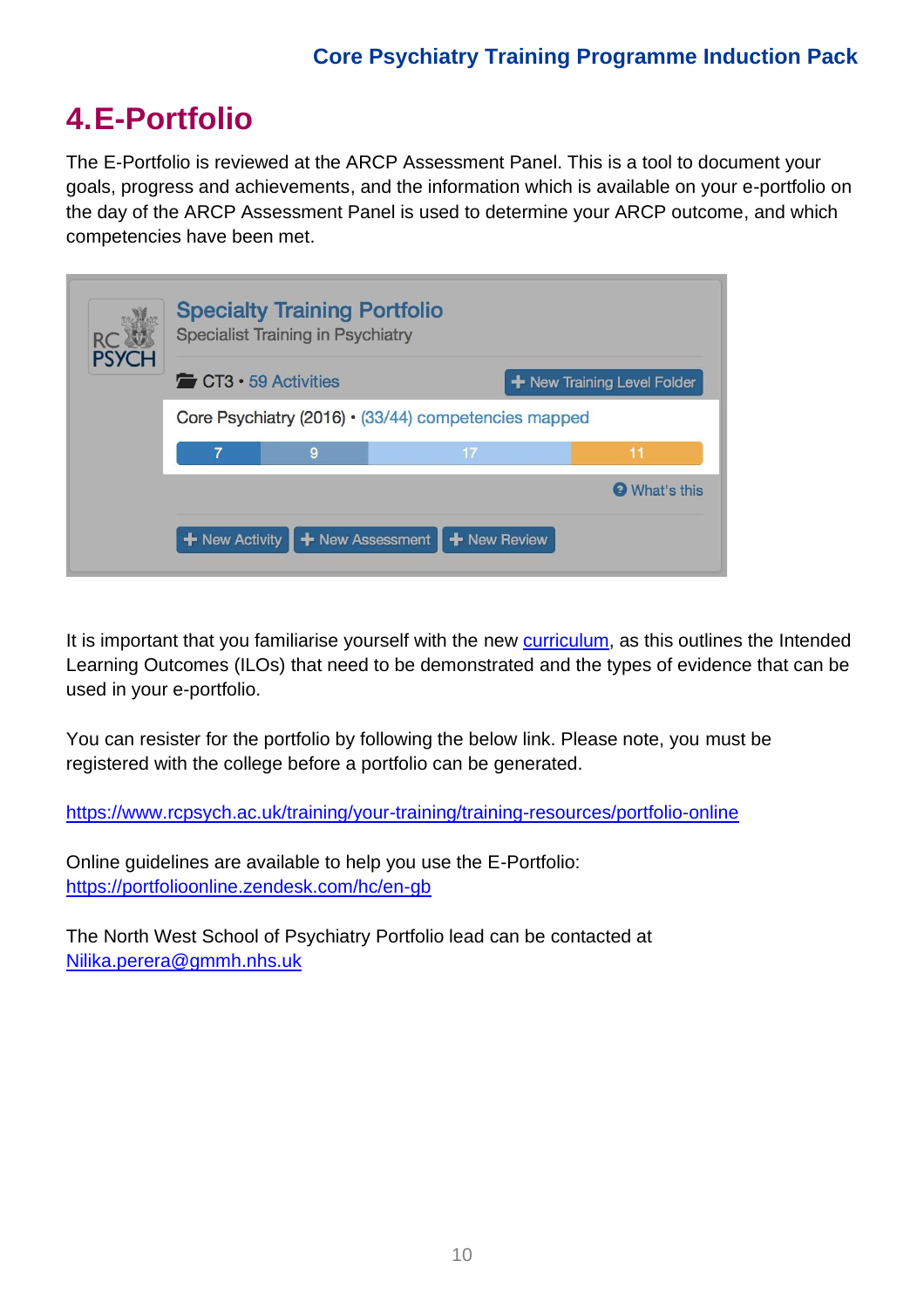# 4. E-Portfolio

The E-Portfolio is reviewed at the ARCP Assessment Panel. This is a tool to document your goals, progress and achievements, and the information which is available on your e-portfolio on the day of the ARCP Assessment Panel is used to determine your ARCP outcome, and which competencies have been met.

Specialty Training Portfolio
Specialist Training in Psychiatry

CT3 • 59 Activities | New Training Level Folder

Core Psychiatry (2016) • (33/44) competencies mapped

7 | 9 | 17 | 11

What's this

New Activity | New Assessment | New Review

It is important that you familiarise yourself with the new [curriculum](), as this outlines the Intended Learning Outcomes (ILOs) that need to be demonstrated and the types of evidence that can be used in your e-portfolio.

You can resister for the portfolio by following the below link. Please note, you must be registered with the college before a portfolio can be generated.

https://www.rcpsych.ac.uk/training/your-training/training-resources/portfolio-online

Online guidelines are available to help you use the E-Portfolio:
https://portfolioonline.zendesk.com/hc/en-gb

The North West School of Psychiatry Portfolio lead can be contacted at
Nilika.perera@gmmh.nhs.uk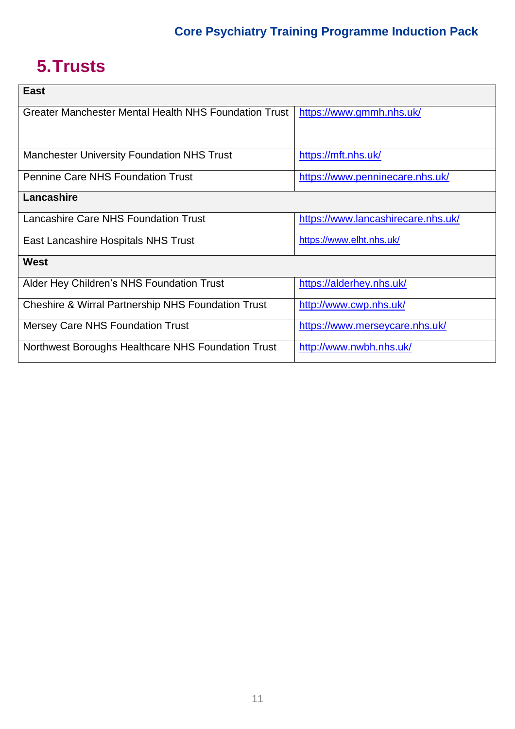# 5. Trusts

| East | |
|---|---|
| Greater Manchester Mental Health NHS Foundation Trust | https://www.gmmh.nhs.uk/ |
| Manchester University Foundation NHS Trust | https://mft.nhs.uk/ |
| Pennine Care NHS Foundation Trust | https://www.penninecare.nhs.uk/ |
| **Lancashire** | |
| Lancashire Care NHS Foundation Trust | https://www.lancashirecare.nhs.uk/ |
| East Lancashire Hospitals NHS Trust | https://www.elht.nhs.uk/ |
| **West** | |
| Alder Hey Children's NHS Foundation Trust | https://alderhey.nhs.uk/ |
| Cheshire & Wirral Partnership NHS Foundation Trust | http://www.cwp.nhs.uk/ |
| Mersey Care NHS Foundation Trust | https://www.merseycare.nhs.uk/ |
| Northwest Boroughs Healthcare NHS Foundation Trust | http://www.nwbh.nhs.uk/ |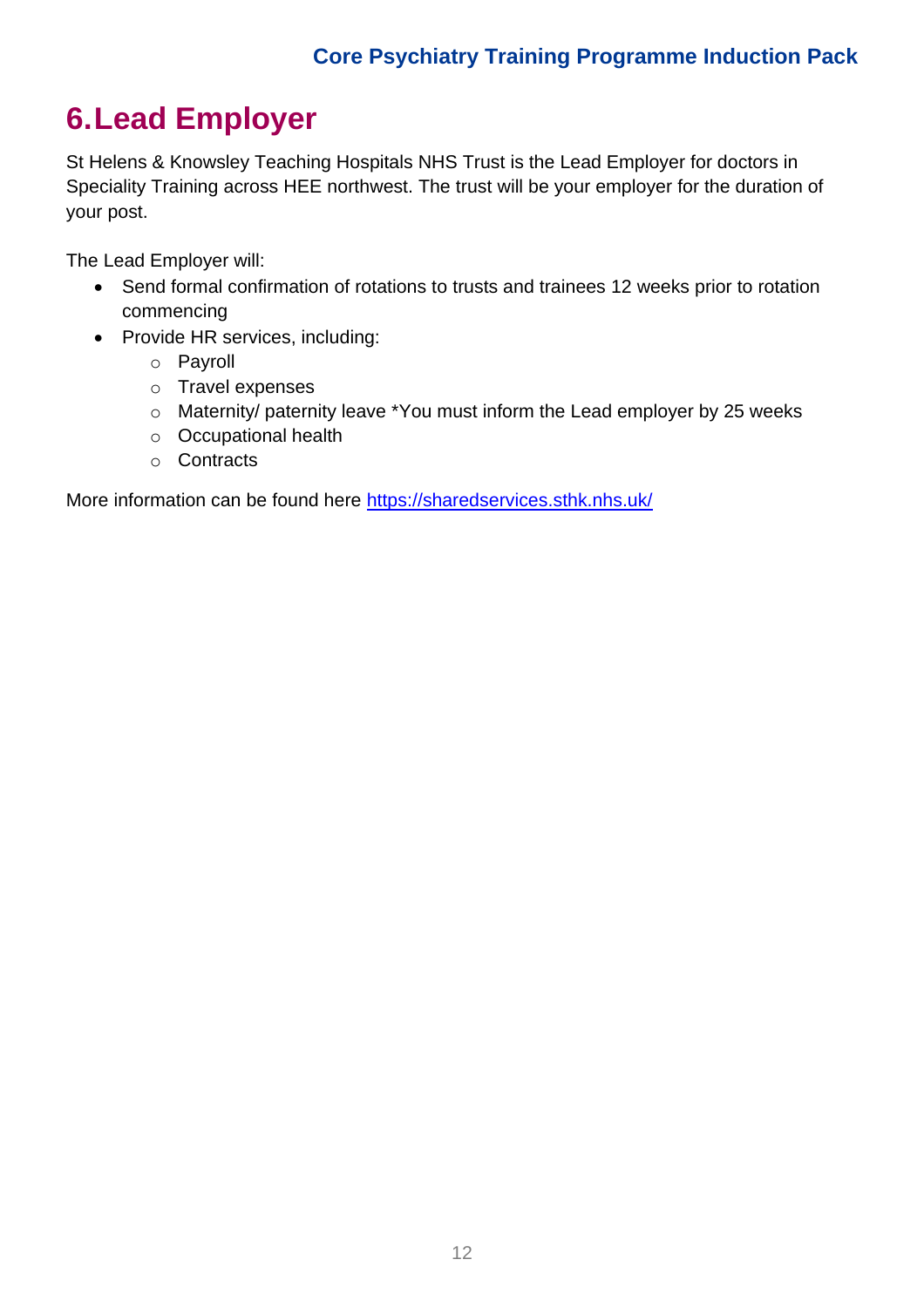# 6. Lead Employer

St Helens & Knowsley Teaching Hospitals NHS Trust is the Lead Employer for doctors in Speciality Training across HEE northwest. The trust will be your employer for the duration of your post.

The Lead Employer will:

- Send formal confirmation of rotations to trusts and trainees 12 weeks prior to rotation commencing
- Provide HR services, including:
  - Payroll
  - Travel expenses
  - Maternity/ paternity leave *You must inform the Lead employer by 25 weeks
  - Occupational health
  - Contracts

More information can be found here [https://sharedservices.sthk.nhs.uk/](https://sharedservices.sthk.nhs.uk/)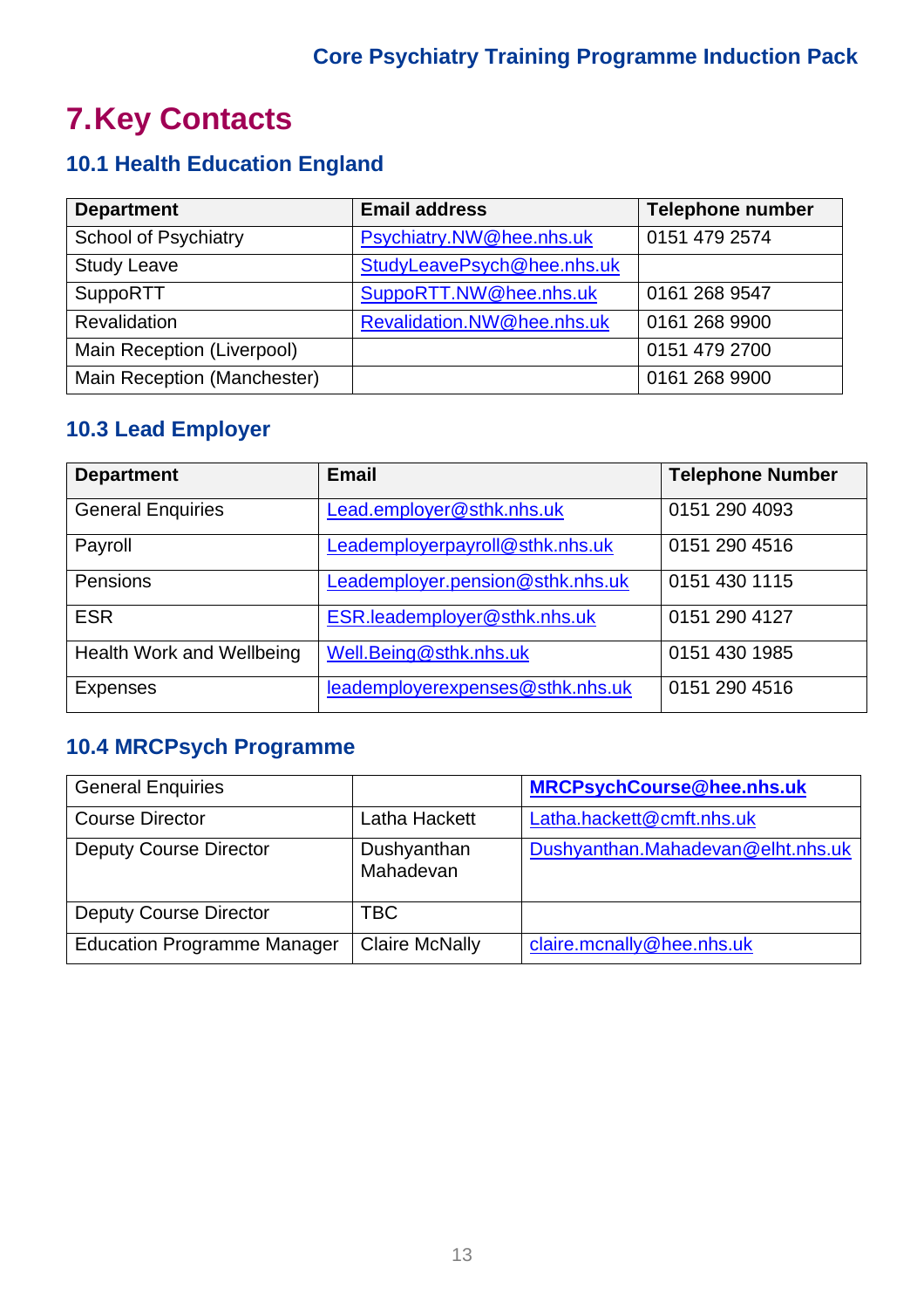# 7. Key Contacts

## 10.1 Health Education England

| Department | Email address | Telephone number |
|---|---|---|
| School of Psychiatry | Psychiatry.NW@hee.nhs.uk | 0151 479 2574 |
| Study Leave | StudyLeavePsych@hee.nhs.uk | |
| SuppoRTT | SuppoRTT.NW@hee.nhs.uk | 0161 268 9547 |
| Revalidation | Revalidation.NW@hee.nhs.uk | 0161 268 9900 |
| Main Reception (Liverpool) | | 0151 479 2700 |
| Main Reception (Manchester) | | 0161 268 9900 |

## 10.3 Lead Employer

| Department | Email | Telephone Number |
|---|---|---|
| General Enquiries | Lead.employer@sthk.nhs.uk | 0151 290 4093 |
| Payroll | Leademployerpayroll@sthk.nhs.uk | 0151 290 4516 |
| Pensions | Leademployer.pension@sthk.nhs.uk | 0151 430 1115 |
| ESR | ESR.leademployer@sthk.nhs.uk | 0151 290 4127 |
| Health Work and Wellbeing | Well.Being@sthk.nhs.uk | 0151 430 1985 |
| Expenses | leademployerexpenses@sthk.nhs.uk | 0151 290 4516 |

## 10.4 MRCPsych Programme

| | | |
|---|---|---|
| General Enquiries | | **MRCPsychCourse@hee.nhs.uk** |
| Course Director | Latha Hackett | Latha.hackett@cmft.nhs.uk |
| Deputy Course Director | Dushyanthan Mahadevan | Dushyanthan.Mahadevan@elht.nhs.uk |
| Deputy Course Director | TBC | |
| Education Programme Manager | Claire McNally | claire.mcnally@hee.nhs.uk |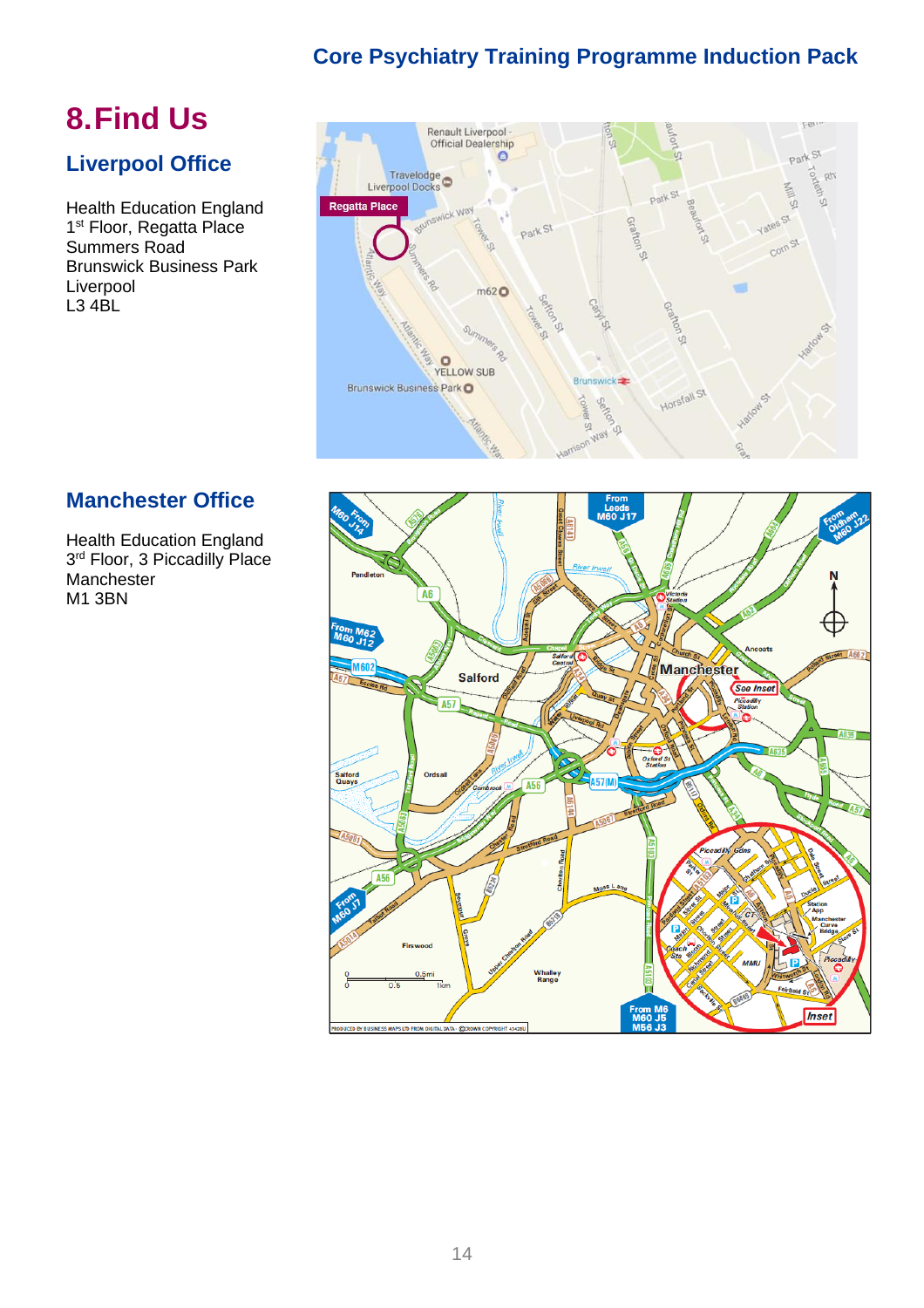# 8. Find Us

## Liverpool Office

Health Education England
1st Floor, Regatta Place
Summers Road
Brunswick Business Park
Liverpool
L3 4BL

## Manchester Office

Health Education England
3rd Floor, 3 Piccadilly Place
Manchester
M1 3BN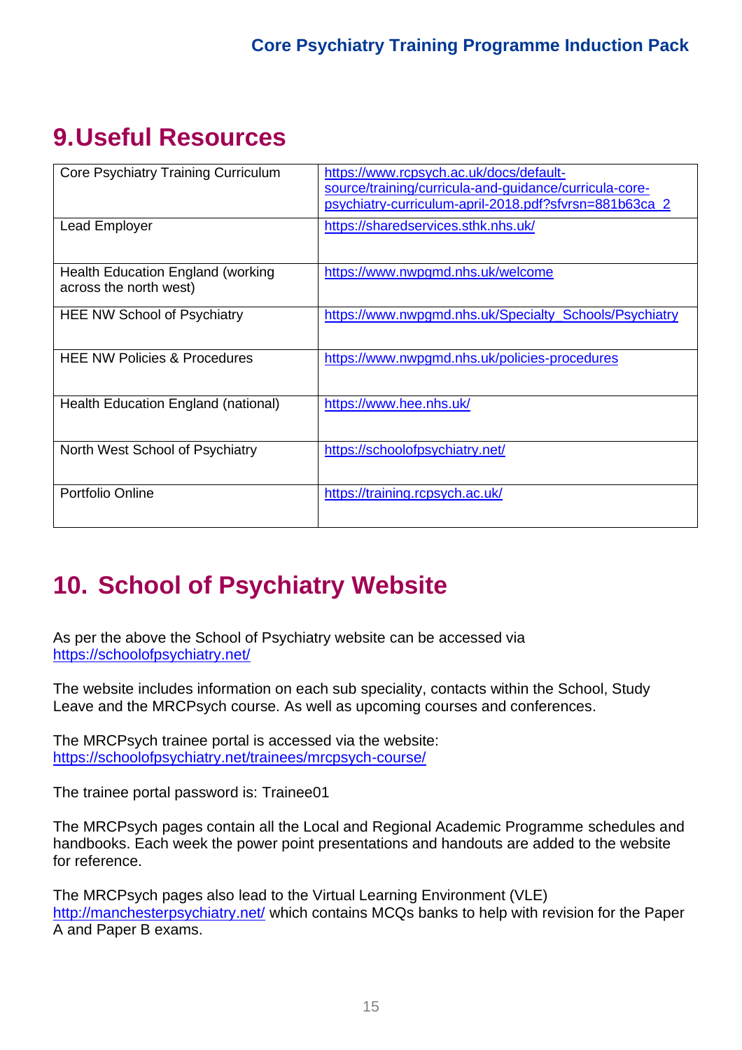# 9. Useful Resources

| | |
|---|---|
| Core Psychiatry Training Curriculum | https://www.rcpsych.ac.uk/docs/default-source/training/curricula-and-guidance/curricula-core-psychiatry-curriculum-april-2018.pdf?sfvrsn=881b63ca_2 |
| Lead Employer | https://sharedservices.sthk.nhs.uk/ |
| Health Education England (working across the north west) | https://www.nwpgmd.nhs.uk/welcome |
| HEE NW School of Psychiatry | https://www.nwpgmd.nhs.uk/Specialty_Schools/Psychiatry |
| HEE NW Policies & Procedures | https://www.nwpgmd.nhs.uk/policies-procedures |
| Health Education England (national) | https://www.hee.nhs.uk/ |
| North West School of Psychiatry | https://schoolofpsychiatry.net/ |
| Portfolio Online | https://training.rcpsych.ac.uk/ |

# 10. School of Psychiatry Website

As per the above the School of Psychiatry website can be accessed via https://schoolofpsychiatry.net/

The website includes information on each sub speciality, contacts within the School, Study Leave and the MRCPsych course. As well as upcoming courses and conferences.

The MRCPsych trainee portal is accessed via the website: https://schoolofpsychiatry.net/trainees/mrcpsych-course/

The trainee portal password is: Trainee01

The MRCPsych pages contain all the Local and Regional Academic Programme schedules and handbooks. Each week the power point presentations and handouts are added to the website for reference.

The MRCPsych pages also lead to the Virtual Learning Environment (VLE) http://manchesterpsychiatry.net/ which contains MCQs banks to help with revision for the Paper A and Paper B exams.